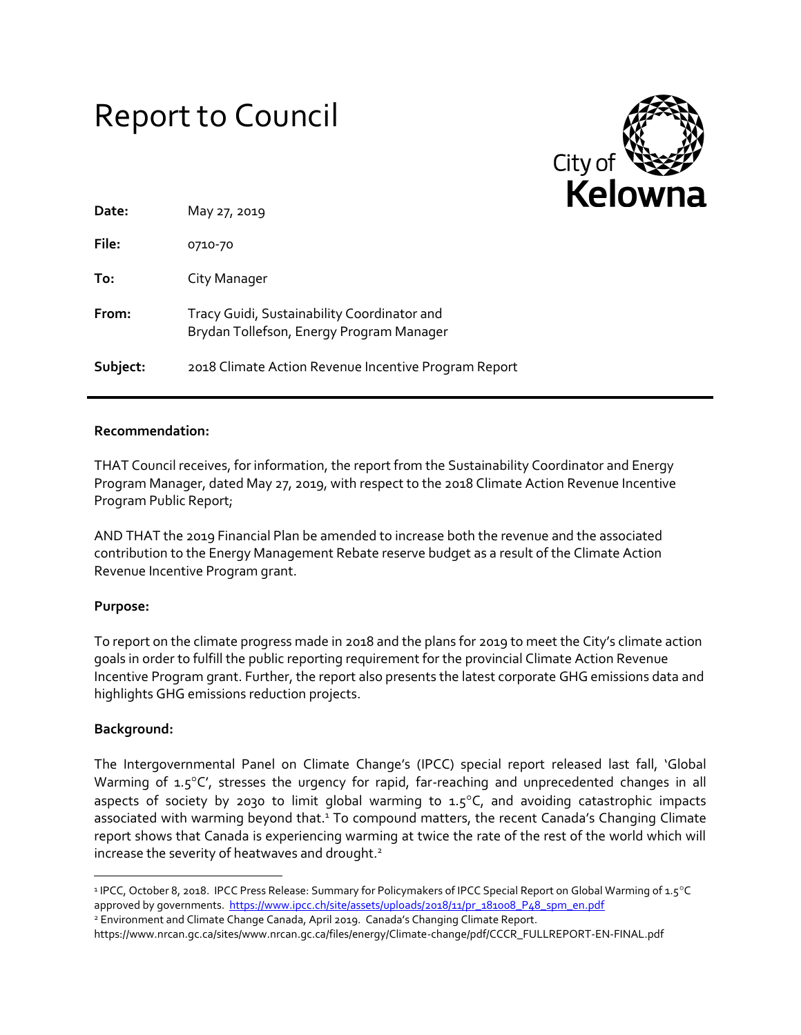# Report to Council

City of Kelowna

| | |
|---|---|
| **Date:** | May 27, 2019 |
| **File:** | 0710-70 |
| **To:** | City Manager |
| **From:** | Tracy Guidi, Sustainability Coordinator and Brydan Tollefson, Energy Program Manager |
| **Subject:** | 2018 Climate Action Revenue Incentive Program Report |

**Recommendation:**

THAT Council receives, for information, the report from the Sustainability Coordinator and Energy Program Manager, dated May 27, 2019, with respect to the 2018 Climate Action Revenue Incentive Program Public Report;

AND THAT the 2019 Financial Plan be amended to increase both the revenue and the associated contribution to the Energy Management Rebate reserve budget as a result of the Climate Action Revenue Incentive Program grant.

**Purpose:**

To report on the climate progress made in 2018 and the plans for 2019 to meet the City's climate action goals in order to fulfill the public reporting requirement for the provincial Climate Action Revenue Incentive Program grant. Further, the report also presents the latest corporate GHG emissions data and highlights GHG emissions reduction projects.

**Background:**

The Intergovernmental Panel on Climate Change's (IPCC) special report released last fall, 'Global Warming of 1.5°C', stresses the urgency for rapid, far-reaching and unprecedented changes in all aspects of society by 2030 to limit global warming to 1.5°C, and avoiding catastrophic impacts associated with warming beyond that.[1] To compound matters, the recent Canada's Changing Climate report shows that Canada is experiencing warming at twice the rate of the rest of the world which will increase the severity of heatwaves and drought.[2]

---

[1] IPCC, October 8, 2018. IPCC Press Release: Summary for Policymakers of IPCC Special Report on Global Warming of 1.5°C approved by governments. https://www.ipcc.ch/site/assets/uploads/2018/11/pr_181008_P48_spm_en.pdf

[2] Environment and Climate Change Canada, April 2019. Canada's Changing Climate Report. https://www.nrcan.gc.ca/sites/www.nrcan.gc.ca/files/energy/Climate-change/pdf/CCCR_FULLREPORT-EN-FINAL.pdf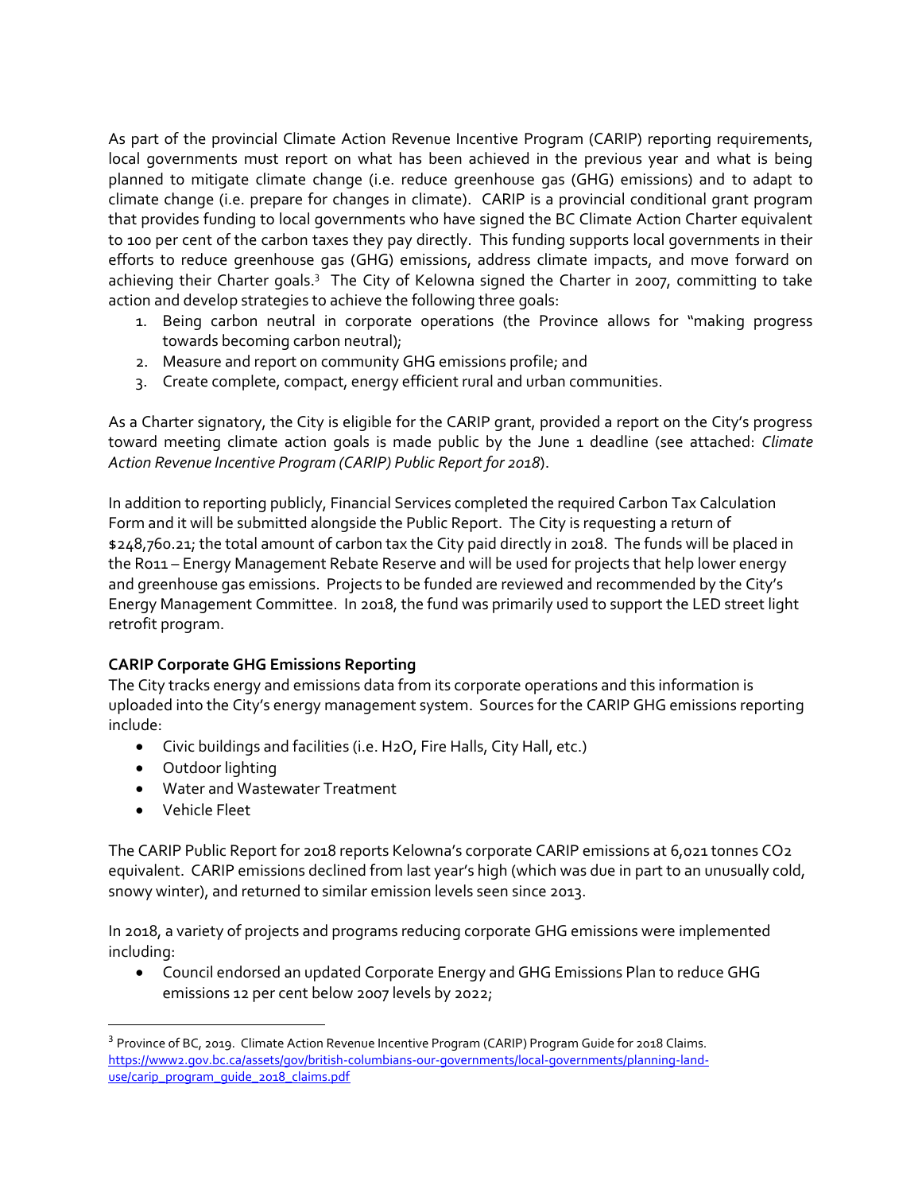As part of the provincial Climate Action Revenue Incentive Program (CARIP) reporting requirements, local governments must report on what has been achieved in the previous year and what is being planned to mitigate climate change (i.e. reduce greenhouse gas (GHG) emissions) and to adapt to climate change (i.e. prepare for changes in climate). CARIP is a provincial conditional grant program that provides funding to local governments who have signed the BC Climate Action Charter equivalent to 100 per cent of the carbon taxes they pay directly. This funding supports local governments in their efforts to reduce greenhouse gas (GHG) emissions, address climate impacts, and move forward on achieving their Charter goals.[3] The City of Kelowna signed the Charter in 2007, committing to take action and develop strategies to achieve the following three goals:

1. Being carbon neutral in corporate operations (the Province allows for "making progress towards becoming carbon neutral);
2. Measure and report on community GHG emissions profile; and
3. Create complete, compact, energy efficient rural and urban communities.

As a Charter signatory, the City is eligible for the CARIP grant, provided a report on the City's progress toward meeting climate action goals is made public by the June 1 deadline (see attached: *Climate Action Revenue Incentive Program (CARIP) Public Report for 2018*).

In addition to reporting publicly, Financial Services completed the required Carbon Tax Calculation Form and it will be submitted alongside the Public Report. The City is requesting a return of $248,760.21; the total amount of carbon tax the City paid directly in 2018. The funds will be placed in the R011 – Energy Management Rebate Reserve and will be used for projects that help lower energy and greenhouse gas emissions. Projects to be funded are reviewed and recommended by the City's Energy Management Committee. In 2018, the fund was primarily used to support the LED street light retrofit program.

**CARIP Corporate GHG Emissions Reporting**

The City tracks energy and emissions data from its corporate operations and this information is uploaded into the City's energy management system. Sources for the CARIP GHG emissions reporting include:

- Civic buildings and facilities (i.e. H2O, Fire Halls, City Hall, etc.)
- Outdoor lighting
- Water and Wastewater Treatment
- Vehicle Fleet

The CARIP Public Report for 2018 reports Kelowna's corporate CARIP emissions at 6,021 tonnes $CO_2$ equivalent. CARIP emissions declined from last year's high (which was due in part to an unusually cold, snowy winter), and returned to similar emission levels seen since 2013.

In 2018, a variety of projects and programs reducing corporate GHG emissions were implemented including:

- Council endorsed an updated Corporate Energy and GHG Emissions Plan to reduce GHG emissions 12 per cent below 2007 levels by 2022;

[3] Province of BC, 2019. Climate Action Revenue Incentive Program (CARIP) Program Guide for 2018 Claims. https://www2.gov.bc.ca/assets/gov/british-columbians-our-governments/local-governments/planning-land-use/carip_program_guide_2018_claims.pdf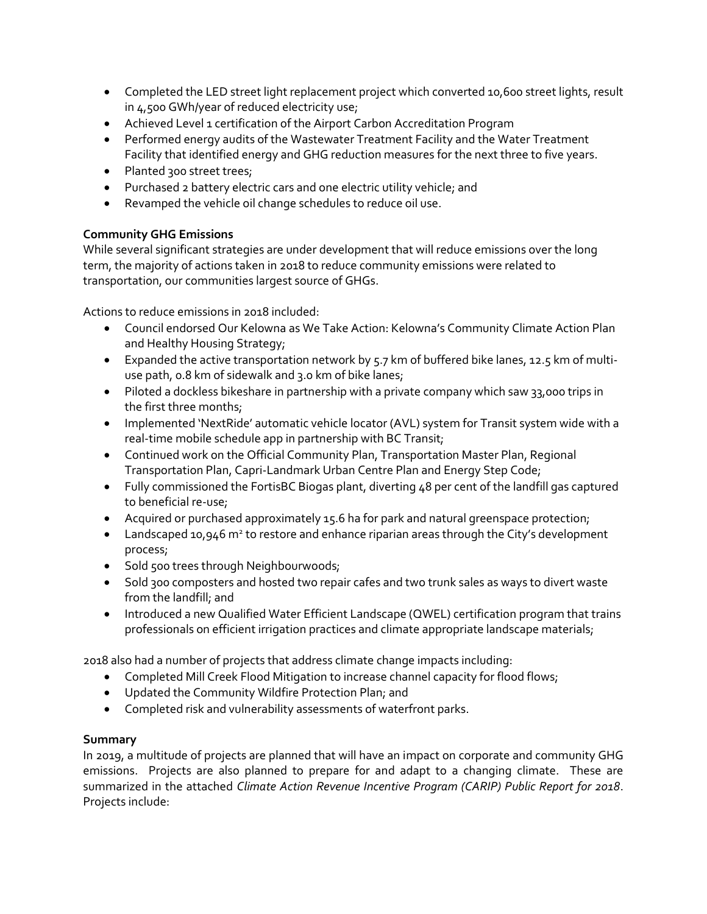- Completed the LED street light replacement project which converted 10,600 street lights, result in 4,500 GWh/year of reduced electricity use;
- Achieved Level 1 certification of the Airport Carbon Accreditation Program
- Performed energy audits of the Wastewater Treatment Facility and the Water Treatment Facility that identified energy and GHG reduction measures for the next three to five years.
- Planted 300 street trees;
- Purchased 2 battery electric cars and one electric utility vehicle; and
- Revamped the vehicle oil change schedules to reduce oil use.

**Community GHG Emissions**

While several significant strategies are under development that will reduce emissions over the long term, the majority of actions taken in 2018 to reduce community emissions were related to transportation, our communities largest source of GHGs.

Actions to reduce emissions in 2018 included:

- Council endorsed Our Kelowna as We Take Action: Kelowna's Community Climate Action Plan and Healthy Housing Strategy;
- Expanded the active transportation network by 5.7 km of buffered bike lanes, 12.5 km of multi-use path, 0.8 km of sidewalk and 3.0 km of bike lanes;
- Piloted a dockless bikeshare in partnership with a private company which saw 33,000 trips in the first three months;
- Implemented 'NextRide' automatic vehicle locator (AVL) system for Transit system wide with a real-time mobile schedule app in partnership with BC Transit;
- Continued work on the Official Community Plan, Transportation Master Plan, Regional Transportation Plan, Capri-Landmark Urban Centre Plan and Energy Step Code;
- Fully commissioned the FortisBC Biogas plant, diverting 48 per cent of the landfill gas captured to beneficial re-use;
- Acquired or purchased approximately 15.6 ha for park and natural greenspace protection;
- Landscaped 10,946 $m^2$ to restore and enhance riparian areas through the City's development process;
- Sold 500 trees through Neighbourwoods;
- Sold 300 composters and hosted two repair cafes and two trunk sales as ways to divert waste from the landfill; and
- Introduced a new Qualified Water Efficient Landscape (QWEL) certification program that trains professionals on efficient irrigation practices and climate appropriate landscape materials;

2018 also had a number of projects that address climate change impacts including:

- Completed Mill Creek Flood Mitigation to increase channel capacity for flood flows;
- Updated the Community Wildfire Protection Plan; and
- Completed risk and vulnerability assessments of waterfront parks.

**Summary**

In 2019, a multitude of projects are planned that will have an impact on corporate and community GHG emissions. Projects are also planned to prepare for and adapt to a changing climate. These are summarized in the attached *Climate Action Revenue Incentive Program (CARIP) Public Report for 2018*. Projects include: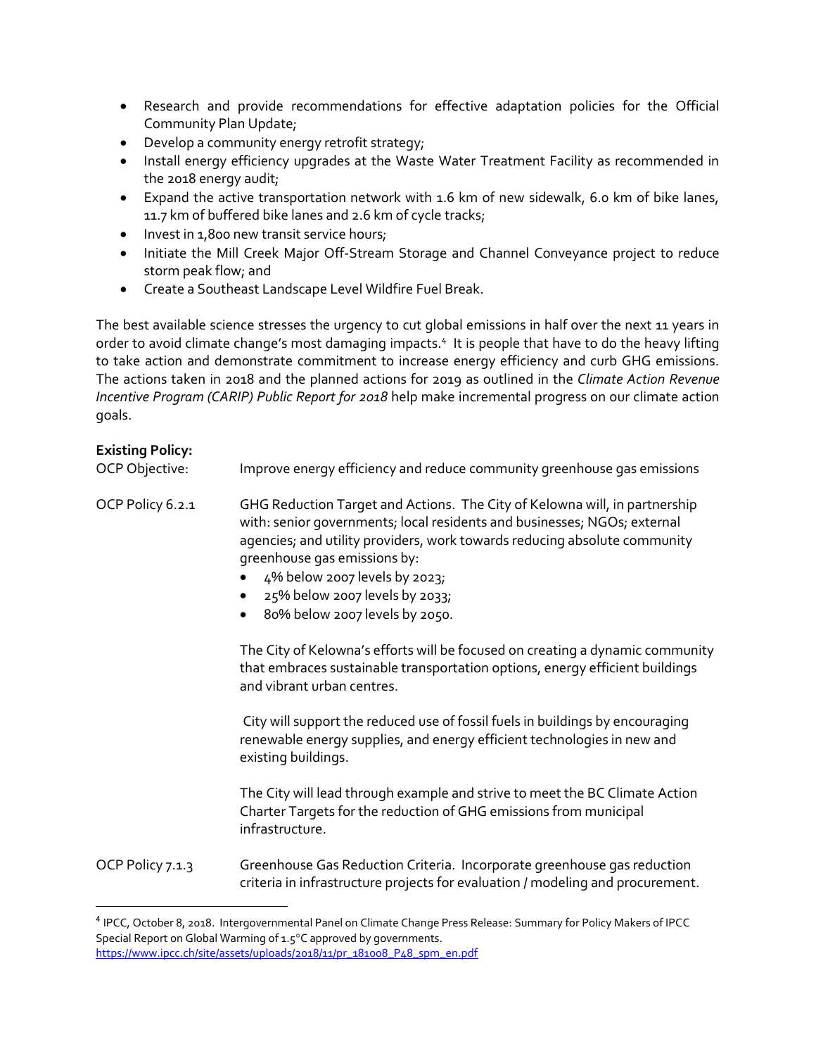- Research and provide recommendations for effective adaptation policies for the Official Community Plan Update;
- Develop a community energy retrofit strategy;
- Install energy efficiency upgrades at the Waste Water Treatment Facility as recommended in the 2018 energy audit;
- Expand the active transportation network with 1.6 km of new sidewalk, 6.0 km of bike lanes, 11.7 km of buffered bike lanes and 2.6 km of cycle tracks;
- Invest in 1,800 new transit service hours;
- Initiate the Mill Creek Major Off-Stream Storage and Channel Conveyance project to reduce storm peak flow; and
- Create a Southeast Landscape Level Wildfire Fuel Break.

The best available science stresses the urgency to cut global emissions in half over the next 11 years in order to avoid climate change's most damaging impacts.[4] It is people that have to do the heavy lifting to take action and demonstrate commitment to increase energy efficiency and curb GHG emissions. The actions taken in 2018 and the planned actions for 2019 as outlined in the *Climate Action Revenue Incentive Program (CARIP) Public Report for 2018* help make incremental progress on our climate action goals.

**Existing Policy:**

OCP Objective: Improve energy efficiency and reduce community greenhouse gas emissions

OCP Policy 6.2.1 GHG Reduction Target and Actions. The City of Kelowna will, in partnership with: senior governments; local residents and businesses; NGOs; external agencies; and utility providers, work towards reducing absolute community greenhouse gas emissions by:

- 4% below 2007 levels by 2023;
- 25% below 2007 levels by 2033;
- 80% below 2007 levels by 2050.

The City of Kelowna's efforts will be focused on creating a dynamic community that embraces sustainable transportation options, energy efficient buildings and vibrant urban centres.

City will support the reduced use of fossil fuels in buildings by encouraging renewable energy supplies, and energy efficient technologies in new and existing buildings.

The City will lead through example and strive to meet the BC Climate Action Charter Targets for the reduction of GHG emissions from municipal infrastructure.

OCP Policy 7.1.3 Greenhouse Gas Reduction Criteria. Incorporate greenhouse gas reduction criteria in infrastructure projects for evaluation / modeling and procurement.

---

[4] IPCC, October 8, 2018. Intergovernmental Panel on Climate Change Press Release: Summary for Policy Makers of IPCC Special Report on Global Warming of 1.5°C approved by governments. https://www.ipcc.ch/site/assets/uploads/2018/11/pr_181008_P48_spm_en.pdf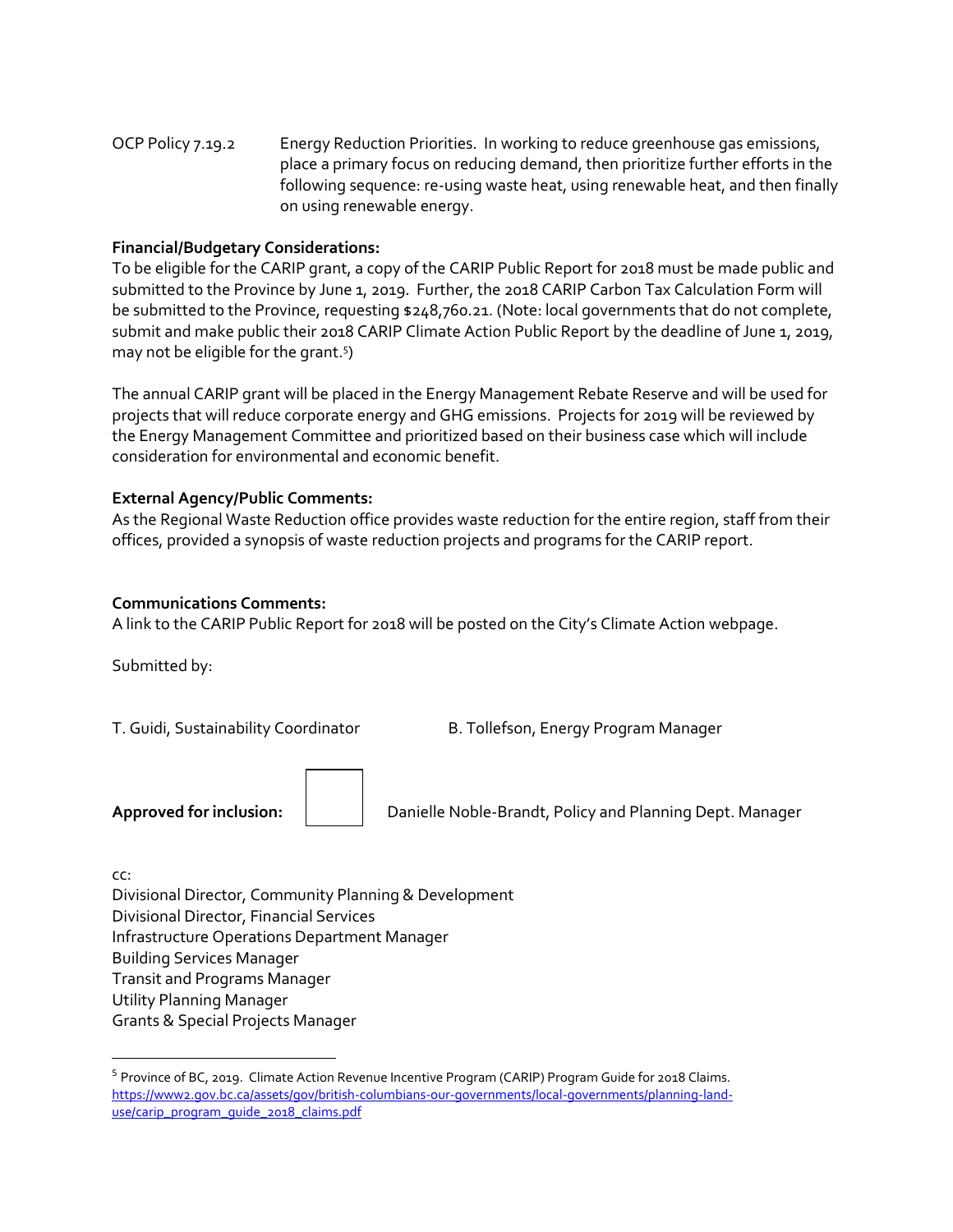OCP Policy 7.19.2 Energy Reduction Priorities. In working to reduce greenhouse gas emissions, place a primary focus on reducing demand, then prioritize further efforts in the following sequence: re-using waste heat, using renewable heat, and then finally on using renewable energy.

**Financial/Budgetary Considerations:**

To be eligible for the CARIP grant, a copy of the CARIP Public Report for 2018 must be made public and submitted to the Province by June 1, 2019. Further, the 2018 CARIP Carbon Tax Calculation Form will be submitted to the Province, requesting $248,760.21. (Note: local governments that do not complete, submit and make public their 2018 CARIP Climate Action Public Report by the deadline of June 1, 2019, may not be eligible for the grant.[5])

The annual CARIP grant will be placed in the Energy Management Rebate Reserve and will be used for projects that will reduce corporate energy and GHG emissions. Projects for 2019 will be reviewed by the Energy Management Committee and prioritized based on their business case which will include consideration for environmental and economic benefit.

**External Agency/Public Comments:**

As the Regional Waste Reduction office provides waste reduction for the entire region, staff from their offices, provided a synopsis of waste reduction projects and programs for the CARIP report.

**Communications Comments:**

A link to the CARIP Public Report for 2018 will be posted on the City's Climate Action webpage.

Submitted by:

T. Guidi, Sustainability Coordinator B. Tollefson, Energy Program Manager

**Approved for inclusion:** Danielle Noble-Brandt, Policy and Planning Dept. Manager

cc:
Divisional Director, Community Planning & Development
Divisional Director, Financial Services
Infrastructure Operations Department Manager
Building Services Manager
Transit and Programs Manager
Utility Planning Manager
Grants & Special Projects Manager

---

[5] Province of BC, 2019. Climate Action Revenue Incentive Program (CARIP) Program Guide for 2018 Claims. https://www2.gov.bc.ca/assets/gov/british-columbians-our-governments/local-governments/planning-land-use/carip_program_guide_2018_claims.pdf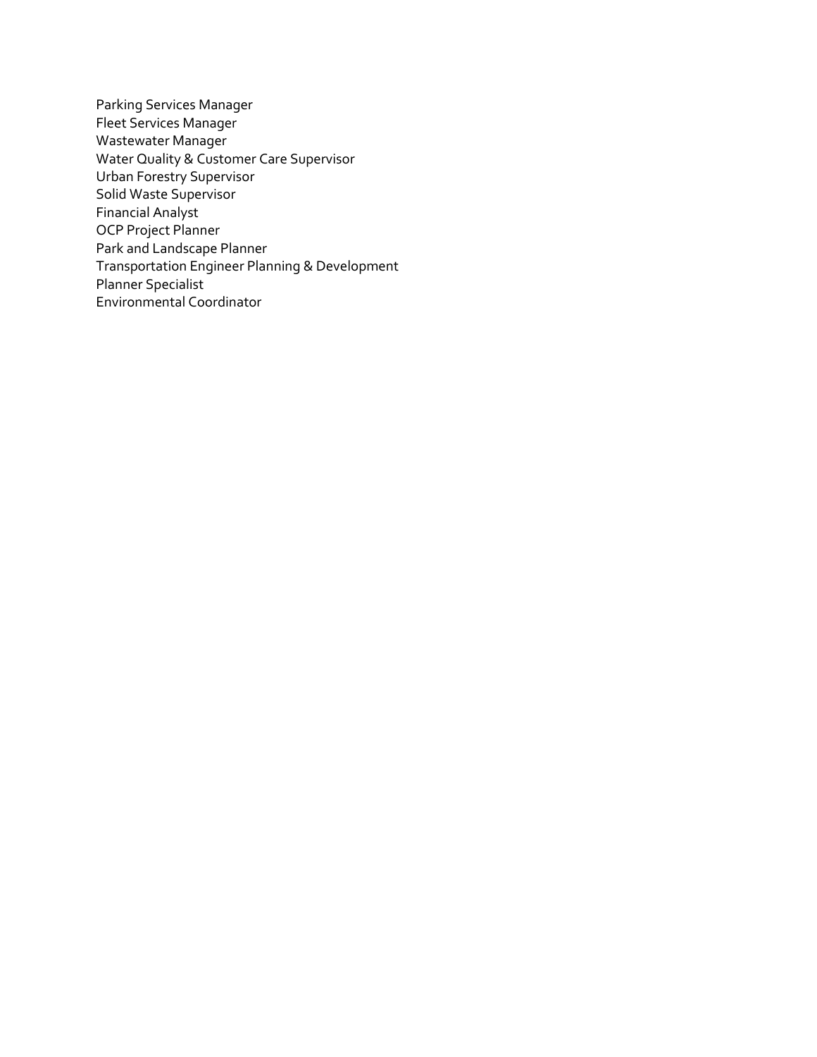Parking Services Manager
Fleet Services Manager
Wastewater Manager
Water Quality & Customer Care Supervisor
Urban Forestry Supervisor
Solid Waste Supervisor
Financial Analyst
OCP Project Planner
Park and Landscape Planner
Transportation Engineer Planning & Development
Planner Specialist
Environmental Coordinator